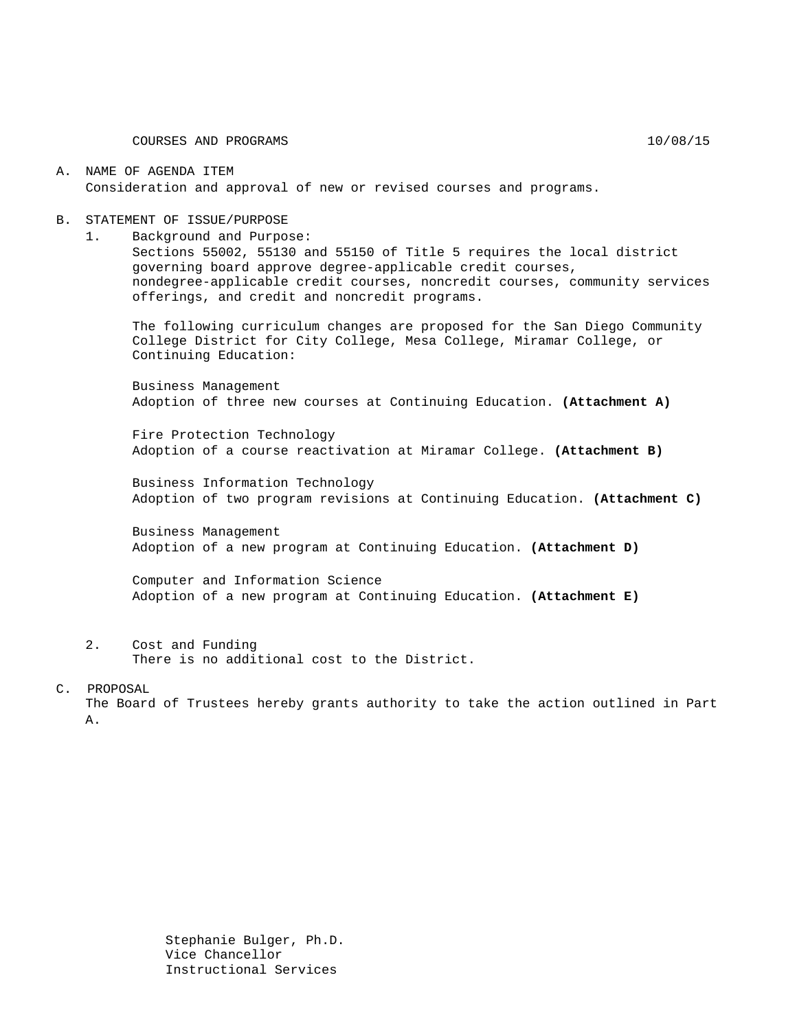COURSES AND PROGRAMS 10/08/15

A. NAME OF AGENDA ITEM

Consideration and approval of new or revised courses and programs.

B. STATEMENT OF ISSUE/PURPOSE

1. Background and Purpose:

Sections 55002, 55130 and 55150 of Title 5 requires the local district governing board approve degree-applicable credit courses, nondegree-applicable credit courses, noncredit courses, community services offerings, and credit and noncredit programs.

The following curriculum changes are proposed for the San Diego Community College District for City College, Mesa College, Miramar College, or Continuing Education:

Business Management
Adoption of three new courses at Continuing Education. **(Attachment A)**

Fire Protection Technology
Adoption of a course reactivation at Miramar College. **(Attachment B)**

Business Information Technology
Adoption of two program revisions at Continuing Education. **(Attachment C)**

Business Management
Adoption of a new program at Continuing Education. **(Attachment D)**

Computer and Information Science
Adoption of a new program at Continuing Education. **(Attachment E)**

2. Cost and Funding

There is no additional cost to the District.

C. PROPOSAL

The Board of Trustees hereby grants authority to take the action outlined in Part A.

Stephanie Bulger, Ph.D.
Vice Chancellor
Instructional Services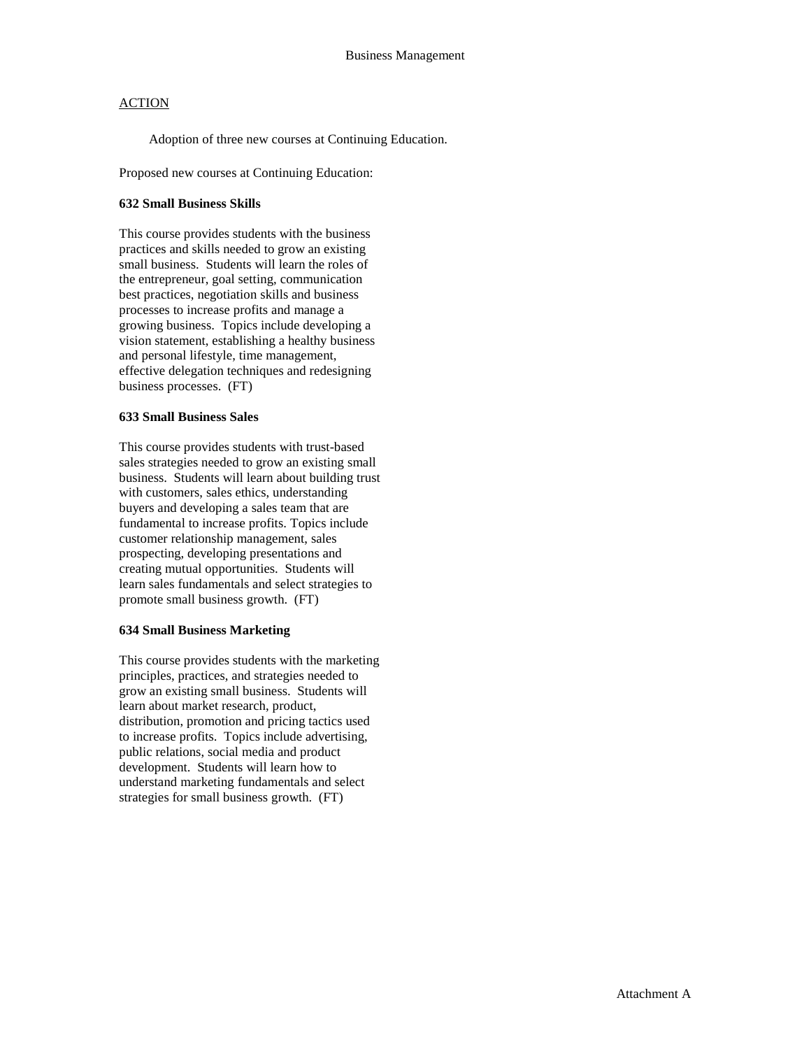Business Management

ACTION

Adoption of three new courses at Continuing Education.

Proposed new courses at Continuing Education:

**632 Small Business Skills**

This course provides students with the business practices and skills needed to grow an existing small business. Students will learn the roles of the entrepreneur, goal setting, communication best practices, negotiation skills and business processes to increase profits and manage a growing business. Topics include developing a vision statement, establishing a healthy business and personal lifestyle, time management, effective delegation techniques and redesigning business processes. (FT)

**633 Small Business Sales**

This course provides students with trust-based sales strategies needed to grow an existing small business. Students will learn about building trust with customers, sales ethics, understanding buyers and developing a sales team that are fundamental to increase profits. Topics include customer relationship management, sales prospecting, developing presentations and creating mutual opportunities. Students will learn sales fundamentals and select strategies to promote small business growth. (FT)

**634 Small Business Marketing**

This course provides students with the marketing principles, practices, and strategies needed to grow an existing small business. Students will learn about market research, product, distribution, promotion and pricing tactics used to increase profits. Topics include advertising, public relations, social media and product development. Students will learn how to understand marketing fundamentals and select strategies for small business growth. (FT)

Attachment A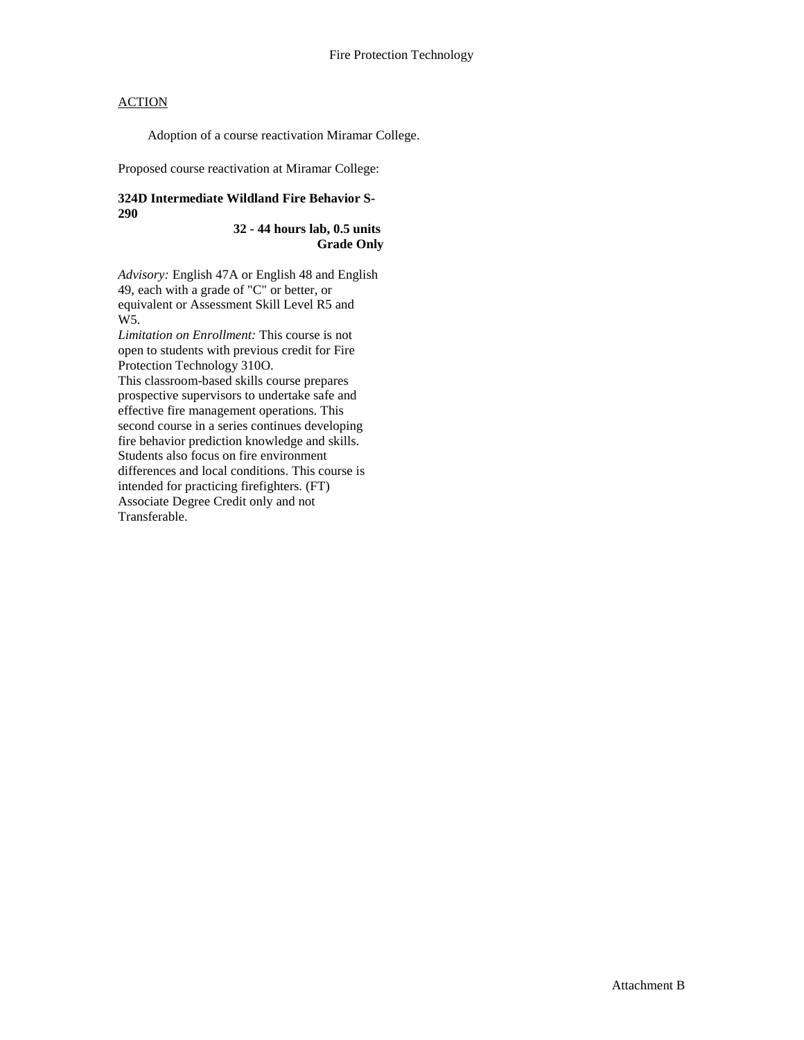Fire Protection Technology

ACTION

Adoption of a course reactivation Miramar College.

Proposed course reactivation at Miramar College:

**324D Intermediate Wildland Fire Behavior S-290**

**32 - 44 hours lab, 0.5 units**
**Grade Only**

*Advisory:* English 47A or English 48 and English 49, each with a grade of "C" or better, or equivalent or Assessment Skill Level R5 and W5.
*Limitation on Enrollment:* This course is not open to students with previous credit for Fire Protection Technology 310O.
This classroom-based skills course prepares prospective supervisors to undertake safe and effective fire management operations. This second course in a series continues developing fire behavior prediction knowledge and skills. Students also focus on fire environment differences and local conditions. This course is intended for practicing firefighters. (FT)
Associate Degree Credit only and not Transferable.

Attachment B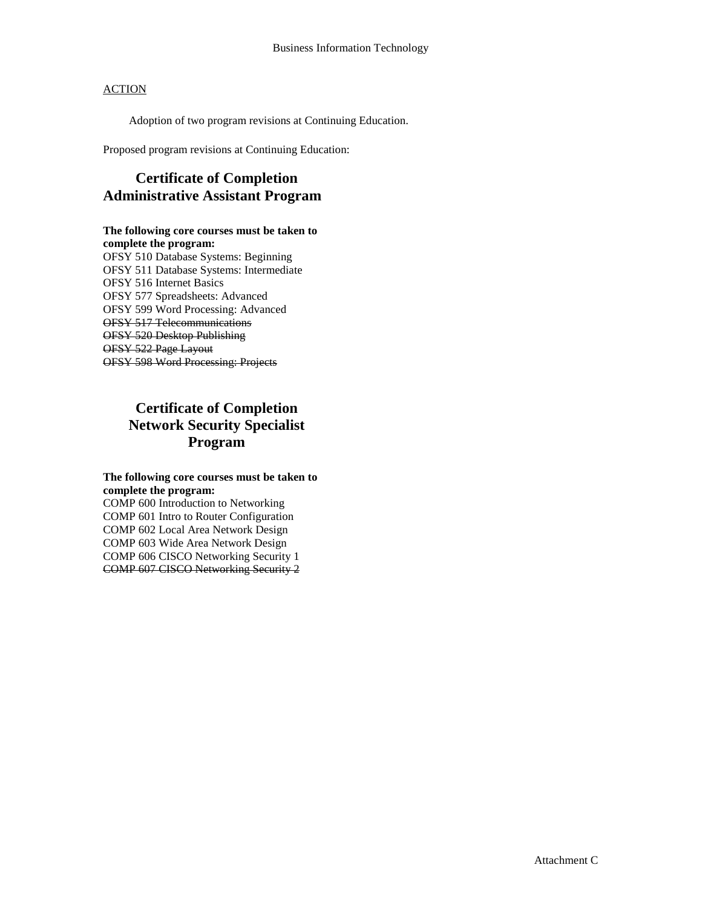Business Information Technology

ACTION

Adoption of two program revisions at Continuing Education.

Proposed program revisions at Continuing Education:

## Certificate of Completion
## Administrative Assistant Program

**The following core courses must be taken to complete the program:**

OFSY 510 Database Systems: Beginning
OFSY 511 Database Systems: Intermediate
OFSY 516 Internet Basics
OFSY 577 Spreadsheets: Advanced
OFSY 599 Word Processing: Advanced
~~OFSY 517 Telecommunications~~
~~OFSY 520 Desktop Publishing~~
~~OFSY 522 Page Layout~~
~~OFSY 598 Word Processing: Projects~~

## Certificate of Completion
## Network Security Specialist Program

**The following core courses must be taken to complete the program:**

COMP 600 Introduction to Networking
COMP 601 Intro to Router Configuration
COMP 602 Local Area Network Design
COMP 603 Wide Area Network Design
COMP 606 CISCO Networking Security 1
~~COMP 607 CISCO Networking Security 2~~

Attachment C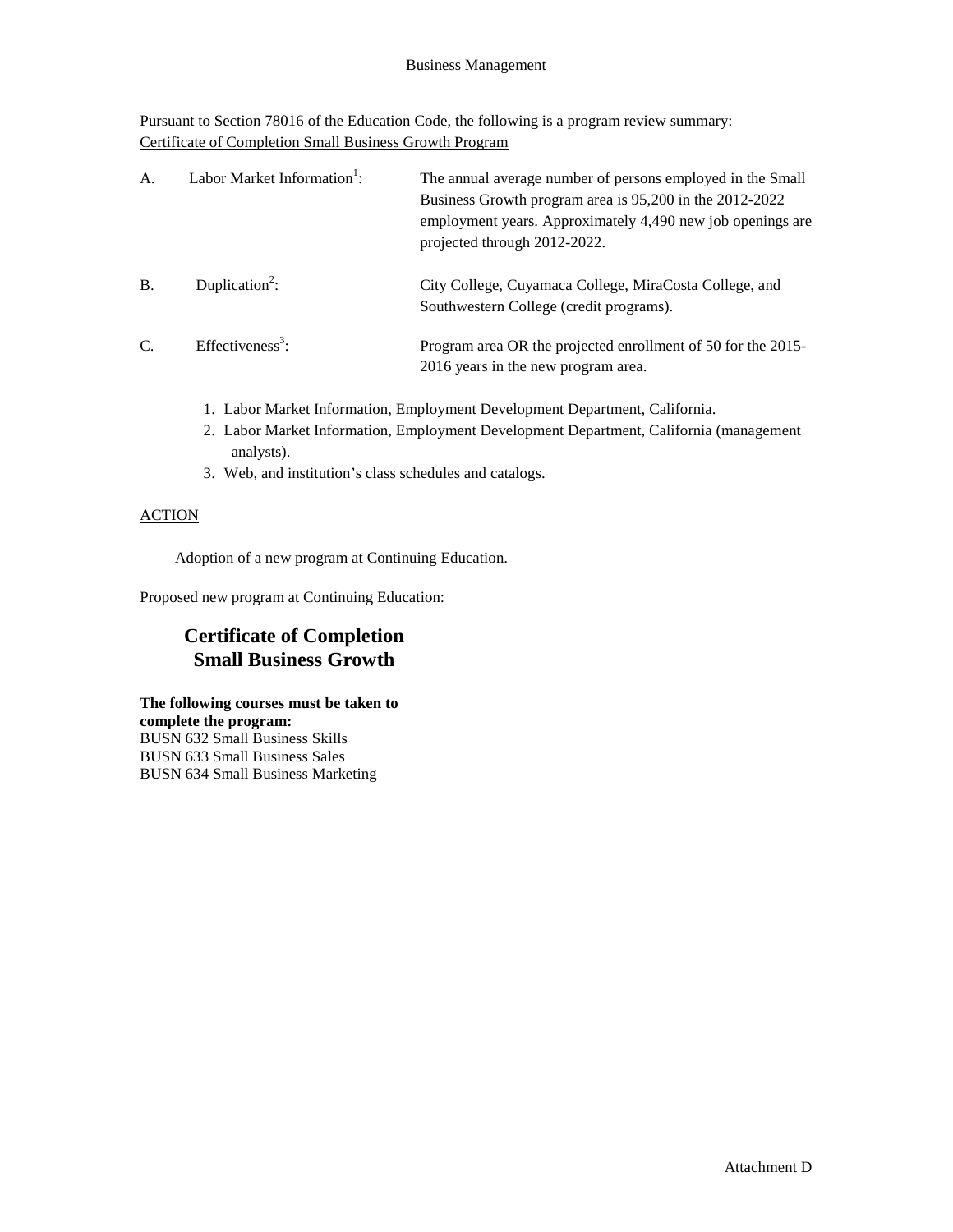Business Management

Pursuant to Section 78016 of the Education Code, the following is a program review summary:
Certificate of Completion Small Business Growth Program

| | | |
|---|---|---|
| A. | Labor Market Information[1]: | The annual average number of persons employed in the Small Business Growth program area is 95,200 in the 2012-2022 employment years. Approximately 4,490 new job openings are projected through 2012-2022. |
| B. | Duplication[2]: | City College, Cuyamaca College, MiraCosta College, and Southwestern College (credit programs). |
| C. | Effectiveness[3]: | Program area OR the projected enrollment of 50 for the 2015-2016 years in the new program area. |

1. Labor Market Information, Employment Development Department, California.
2. Labor Market Information, Employment Development Department, California (management analysts).
3. Web, and institution's class schedules and catalogs.

ACTION

Adoption of a new program at Continuing Education.

Proposed new program at Continuing Education:

## Certificate of Completion Small Business Growth

**The following courses must be taken to complete the program:**
BUSN 632 Small Business Skills
BUSN 633 Small Business Sales
BUSN 634 Small Business Marketing

Attachment D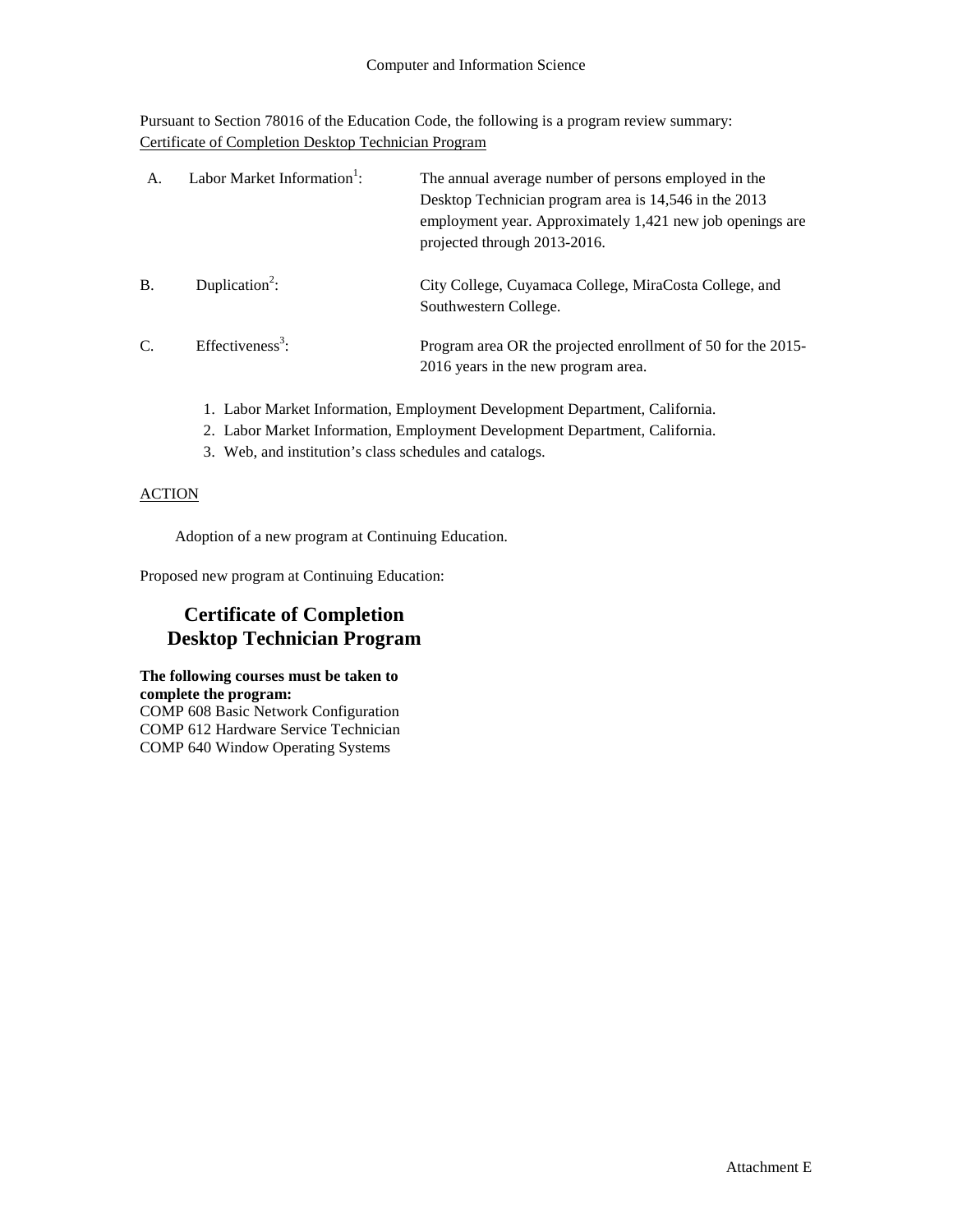Computer and Information Science

Pursuant to Section 78016 of the Education Code, the following is a program review summary:
Certificate of Completion Desktop Technician Program

| | | |
|---|---|---|
| A. | Labor Market Information[1]: | The annual average number of persons employed in the Desktop Technician program area is 14,546 in the 2013 employment year. Approximately 1,421 new job openings are projected through 2013-2016. |
| B. | Duplication[2]: | City College, Cuyamaca College, MiraCosta College, and Southwestern College. |
| C. | Effectiveness[3]: | Program area OR the projected enrollment of 50 for the 2015-2016 years in the new program area. |

1. Labor Market Information, Employment Development Department, California.
2. Labor Market Information, Employment Development Department, California.
3. Web, and institution's class schedules and catalogs.

ACTION

Adoption of a new program at Continuing Education.

Proposed new program at Continuing Education:

## Certificate of Completion Desktop Technician Program

**The following courses must be taken to complete the program:**
COMP 608 Basic Network Configuration
COMP 612 Hardware Service Technician
COMP 640 Window Operating Systems

Attachment E